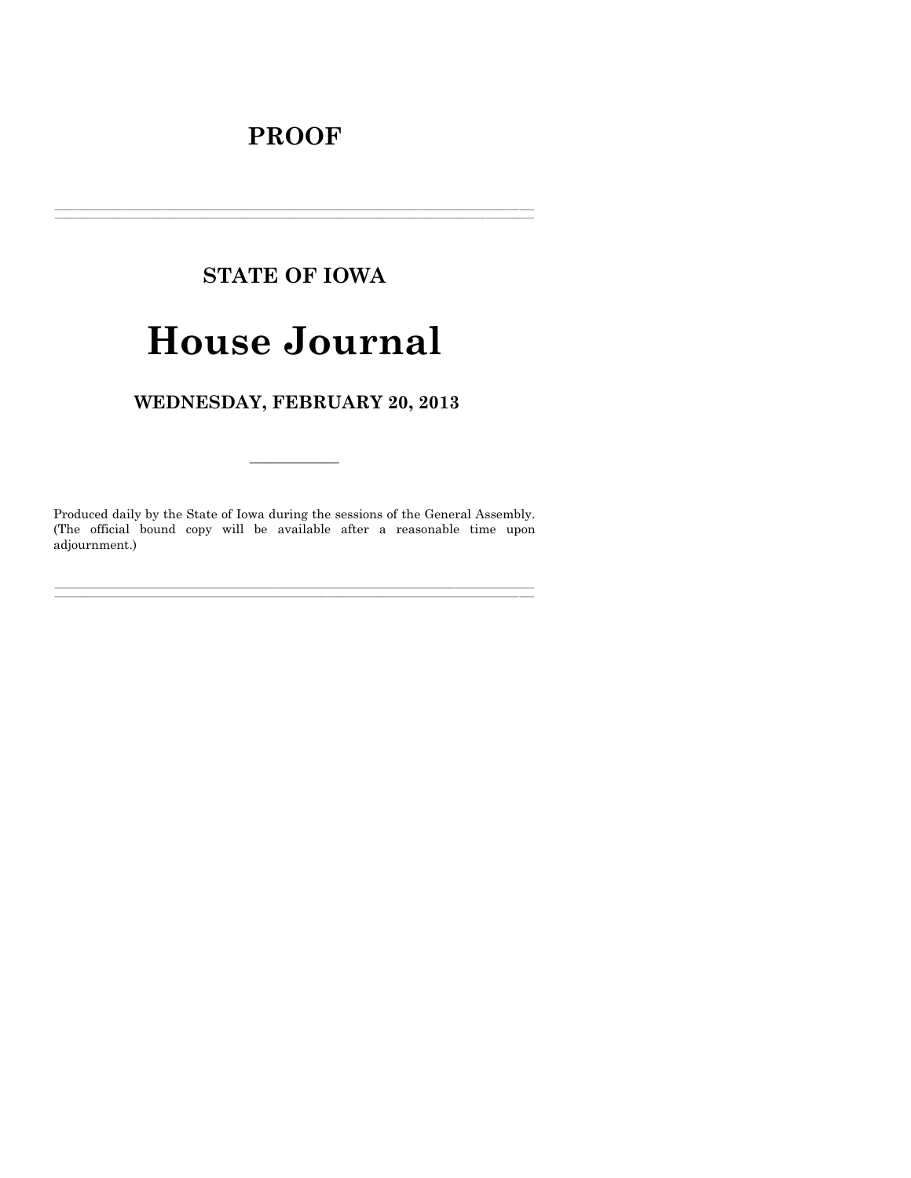# PROOF

---

## STATE OF IOWA

# House Journal

## WEDNESDAY, FEBRUARY 20, 2013

---

Produced daily by the State of Iowa during the sessions of the General Assembly. (The official bound copy will be available after a reasonable time upon adjournment.)

---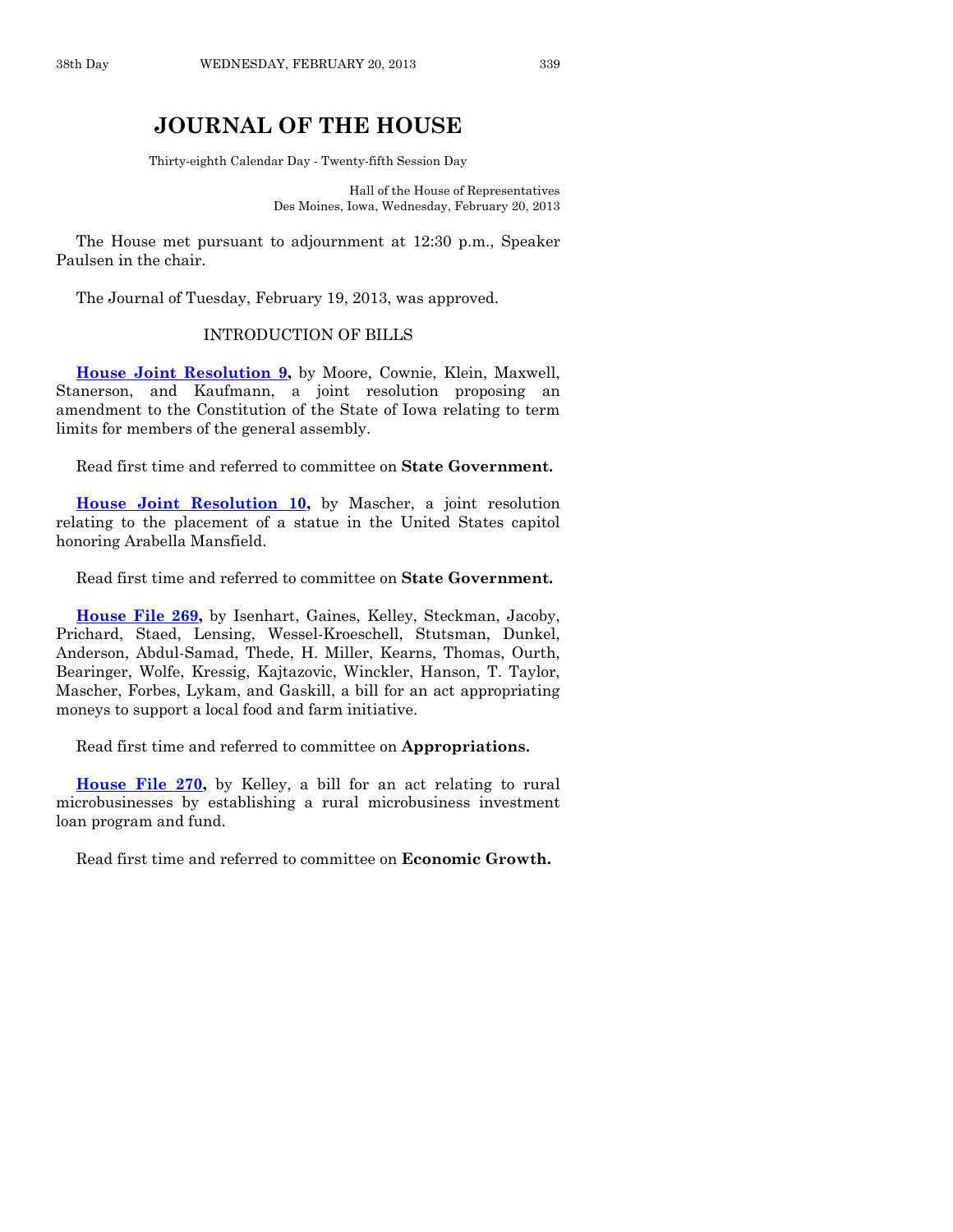# JOURNAL OF THE HOUSE

Thirty-eighth Calendar Day - Twenty-fifth Session Day

Hall of the House of Representatives
Des Moines, Iowa, Wednesday, February 20, 2013

The House met pursuant to adjournment at 12:30 p.m., Speaker Paulsen in the chair.

The Journal of Tuesday, February 19, 2013, was approved.

INTRODUCTION OF BILLS

**House Joint Resolution 9,** by Moore, Cownie, Klein, Maxwell, Stanerson, and Kaufmann, a joint resolution proposing an amendment to the Constitution of the State of Iowa relating to term limits for members of the general assembly.

Read first time and referred to committee on **State Government.**

**House Joint Resolution 10,** by Mascher, a joint resolution relating to the placement of a statue in the United States capitol honoring Arabella Mansfield.

Read first time and referred to committee on **State Government.**

**House File 269,** by Isenhart, Gaines, Kelley, Steckman, Jacoby, Prichard, Staed, Lensing, Wessel-Kroeschell, Stutsman, Dunkel, Anderson, Abdul-Samad, Thede, H. Miller, Kearns, Thomas, Ourth, Bearinger, Wolfe, Kressig, Kajtazovic, Winckler, Hanson, T. Taylor, Mascher, Forbes, Lykam, and Gaskill, a bill for an act appropriating moneys to support a local food and farm initiative.

Read first time and referred to committee on **Appropriations.**

**House File 270,** by Kelley, a bill for an act relating to rural microbusinesses by establishing a rural microbusiness investment loan program and fund.

Read first time and referred to committee on **Economic Growth.**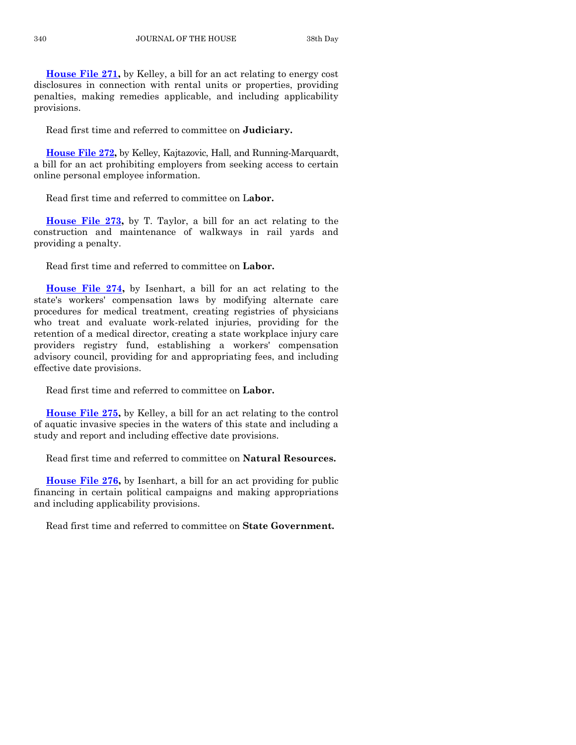**House File 271,** by Kelley, a bill for an act relating to energy cost disclosures in connection with rental units or properties, providing penalties, making remedies applicable, and including applicability provisions.

Read first time and referred to committee on **Judiciary.**

**House File 272,** by Kelley, Kajtazovic, Hall, and Running-Marquardt, a bill for an act prohibiting employers from seeking access to certain online personal employee information.

Read first time and referred to committee on **Labor.**

**House File 273,** by T. Taylor, a bill for an act relating to the construction and maintenance of walkways in rail yards and providing a penalty.

Read first time and referred to committee on **Labor.**

**House File 274,** by Isenhart, a bill for an act relating to the state's workers' compensation laws by modifying alternate care procedures for medical treatment, creating registries of physicians who treat and evaluate work-related injuries, providing for the retention of a medical director, creating a state workplace injury care providers registry fund, establishing a workers' compensation advisory council, providing for and appropriating fees, and including effective date provisions.

Read first time and referred to committee on **Labor.**

**House File 275,** by Kelley, a bill for an act relating to the control of aquatic invasive species in the waters of this state and including a study and report and including effective date provisions.

Read first time and referred to committee on **Natural Resources.**

**House File 276,** by Isenhart, a bill for an act providing for public financing in certain political campaigns and making appropriations and including applicability provisions.

Read first time and referred to committee on **State Government.**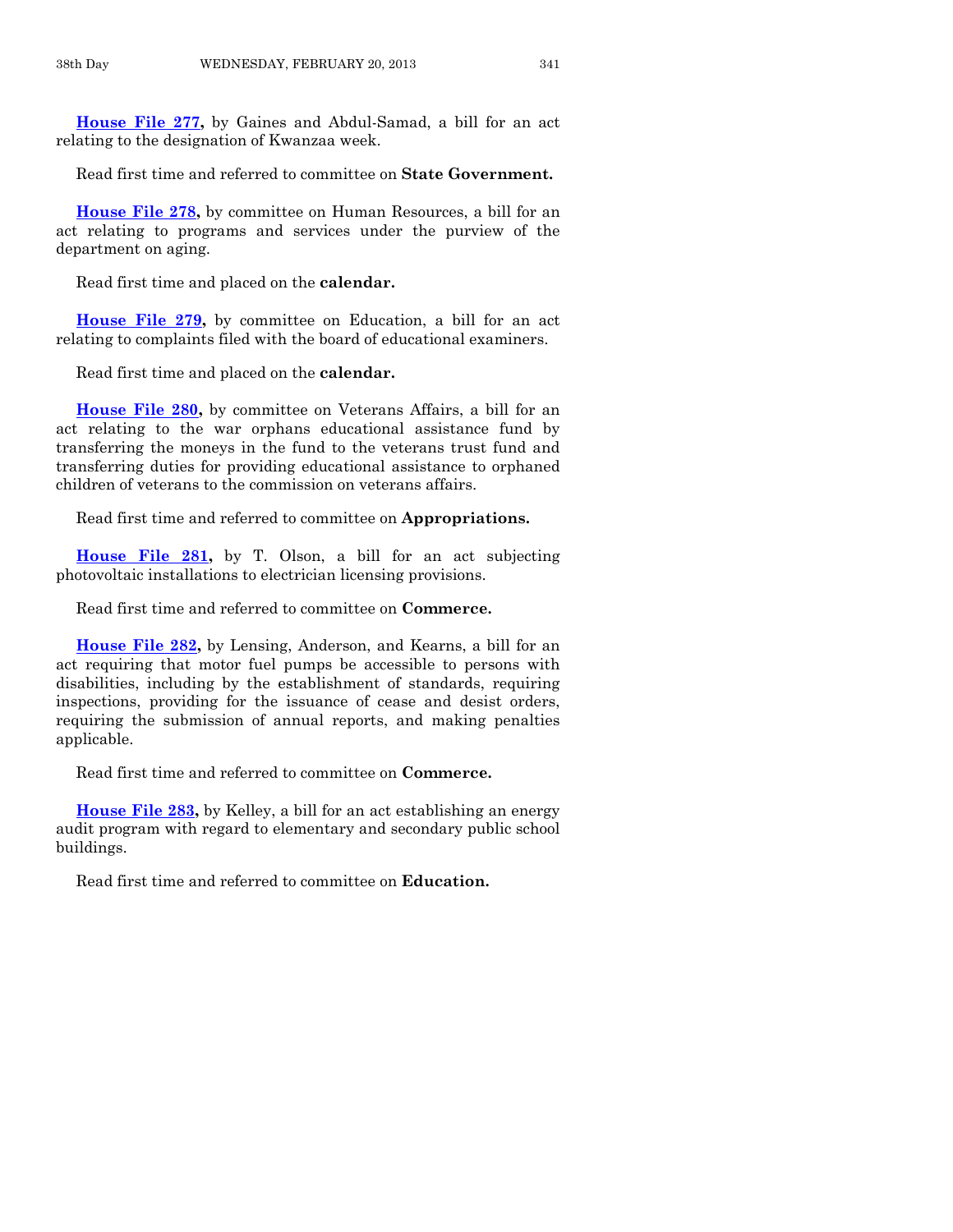**House File 277,** by Gaines and Abdul-Samad, a bill for an act relating to the designation of Kwanzaa week.

Read first time and referred to committee on **State Government.**

**House File 278,** by committee on Human Resources, a bill for an act relating to programs and services under the purview of the department on aging.

Read first time and placed on the **calendar.**

**House File 279,** by committee on Education, a bill for an act relating to complaints filed with the board of educational examiners.

Read first time and placed on the **calendar.**

**House File 280,** by committee on Veterans Affairs, a bill for an act relating to the war orphans educational assistance fund by transferring the moneys in the fund to the veterans trust fund and transferring duties for providing educational assistance to orphaned children of veterans to the commission on veterans affairs.

Read first time and referred to committee on **Appropriations.**

**House File 281,** by T. Olson, a bill for an act subjecting photovoltaic installations to electrician licensing provisions.

Read first time and referred to committee on **Commerce.**

**House File 282,** by Lensing, Anderson, and Kearns, a bill for an act requiring that motor fuel pumps be accessible to persons with disabilities, including by the establishment of standards, requiring inspections, providing for the issuance of cease and desist orders, requiring the submission of annual reports, and making penalties applicable.

Read first time and referred to committee on **Commerce.**

**House File 283,** by Kelley, a bill for an act establishing an energy audit program with regard to elementary and secondary public school buildings.

Read first time and referred to committee on **Education.**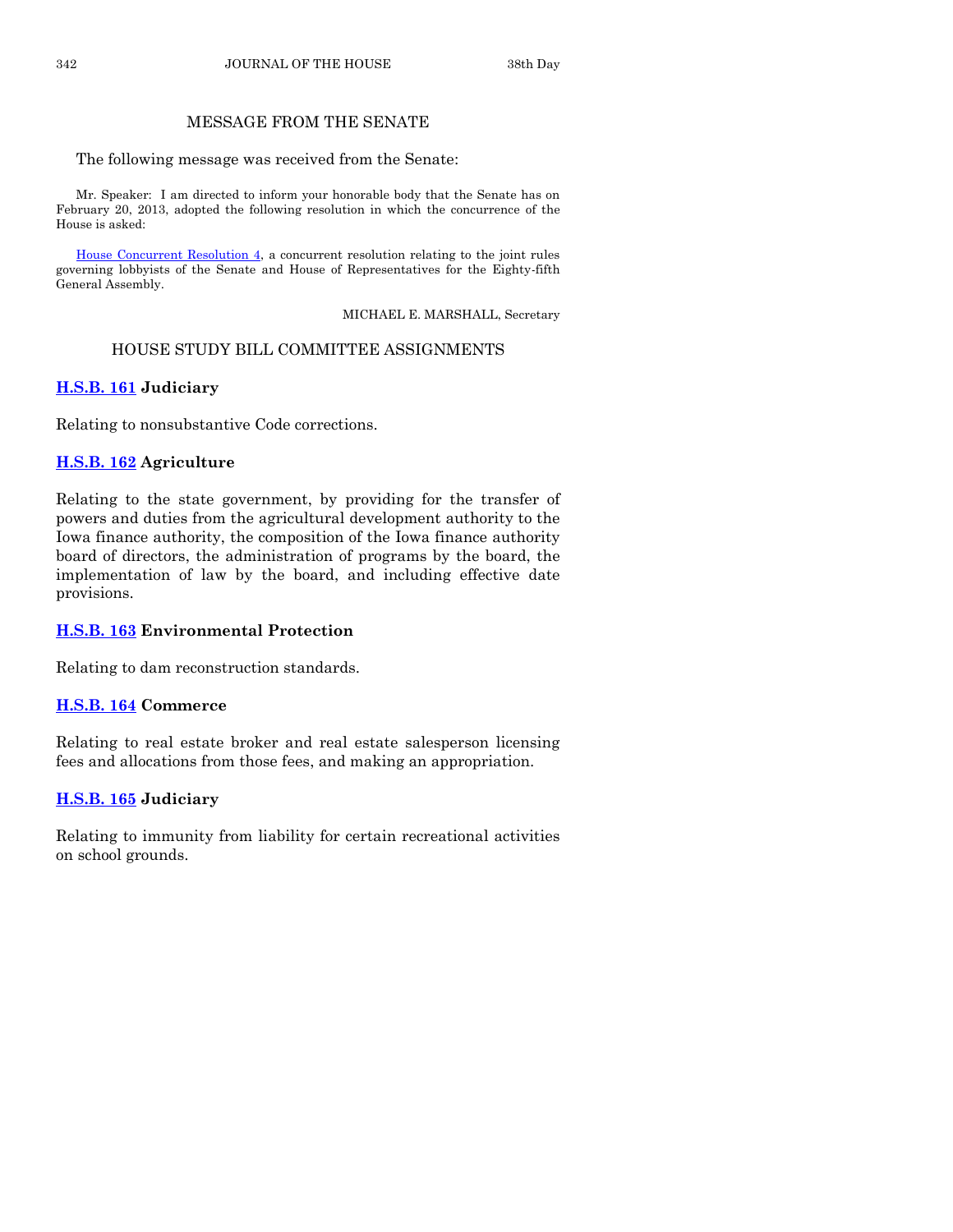## MESSAGE FROM THE SENATE

The following message was received from the Senate:

Mr. Speaker: I am directed to inform your honorable body that the Senate has on February 20, 2013, adopted the following resolution in which the concurrence of the House is asked:

House Concurrent Resolution 4, a concurrent resolution relating to the joint rules governing lobbyists of the Senate and House of Representatives for the Eighty-fifth General Assembly.

MICHAEL E. MARSHALL, Secretary

## HOUSE STUDY BILL COMMITTEE ASSIGNMENTS

### H.S.B. 161 Judiciary

Relating to nonsubstantive Code corrections.

### H.S.B. 162 Agriculture

Relating to the state government, by providing for the transfer of powers and duties from the agricultural development authority to the Iowa finance authority, the composition of the Iowa finance authority board of directors, the administration of programs by the board, the implementation of law by the board, and including effective date provisions.

### H.S.B. 163 Environmental Protection

Relating to dam reconstruction standards.

### H.S.B. 164 Commerce

Relating to real estate broker and real estate salesperson licensing fees and allocations from those fees, and making an appropriation.

### H.S.B. 165 Judiciary

Relating to immunity from liability for certain recreational activities on school grounds.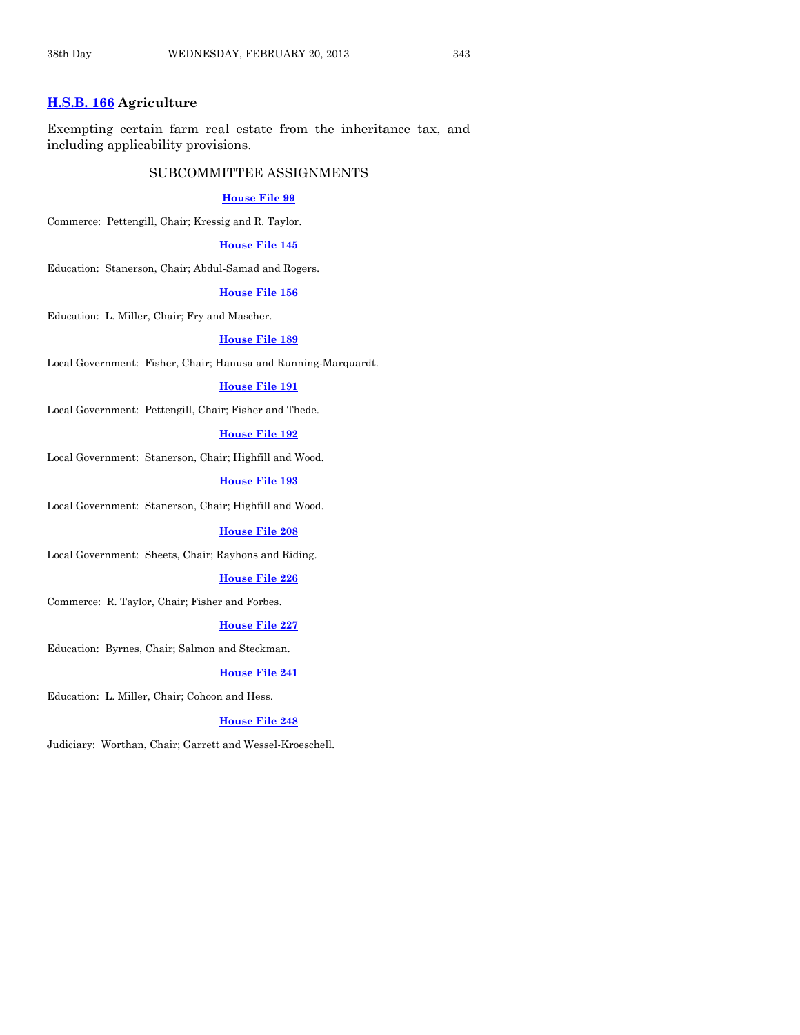**H.S.B. 166 Agriculture**

Exempting certain farm real estate from the inheritance tax, and including applicability provisions.

## SUBCOMMITTEE ASSIGNMENTS

**House File 99**

Commerce: Pettengill, Chair; Kressig and R. Taylor.

**House File 145**

Education: Stanerson, Chair; Abdul-Samad and Rogers.

**House File 156**

Education: L. Miller, Chair; Fry and Mascher.

**House File 189**

Local Government: Fisher, Chair; Hanusa and Running-Marquardt.

**House File 191**

Local Government: Pettengill, Chair; Fisher and Thede.

**House File 192**

Local Government: Stanerson, Chair; Highfill and Wood.

**House File 193**

Local Government: Stanerson, Chair; Highfill and Wood.

**House File 208**

Local Government: Sheets, Chair; Rayhons and Riding.

**House File 226**

Commerce: R. Taylor, Chair; Fisher and Forbes.

**House File 227**

Education: Byrnes, Chair; Salmon and Steckman.

**House File 241**

Education: L. Miller, Chair; Cohoon and Hess.

**House File 248**

Judiciary: Worthan, Chair; Garrett and Wessel-Kroeschell.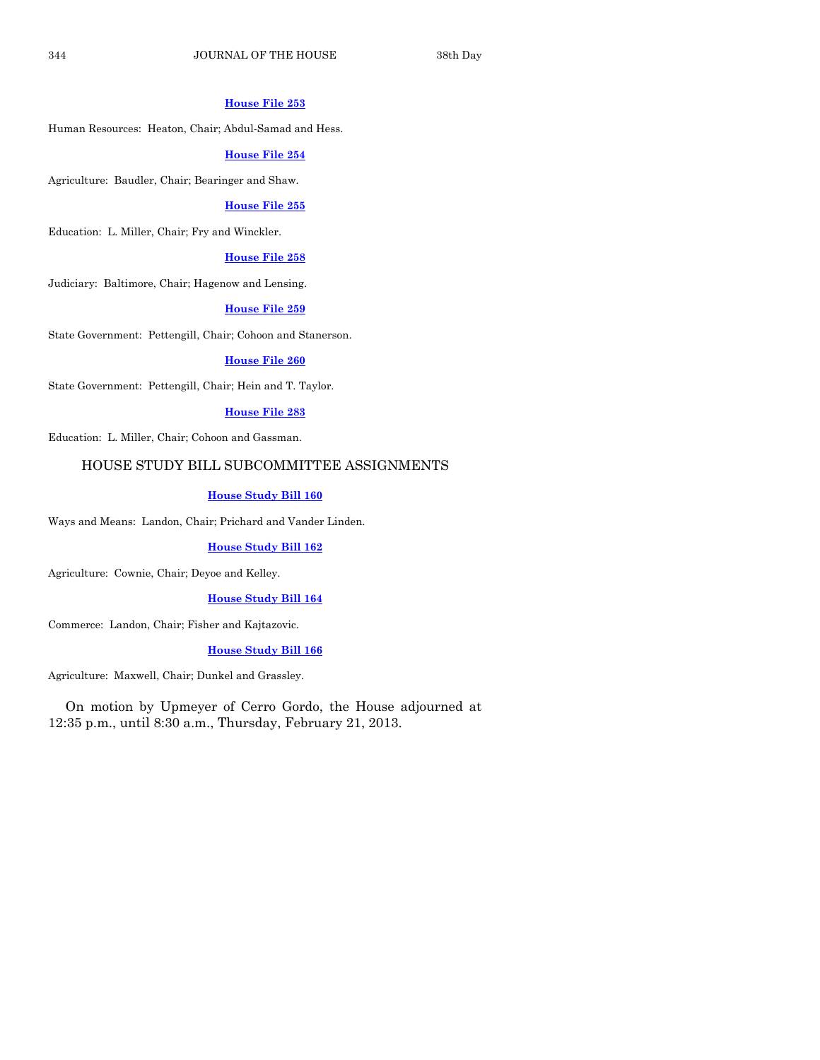**House File 253**

Human Resources: Heaton, Chair; Abdul-Samad and Hess.

**House File 254**

Agriculture: Baudler, Chair; Bearinger and Shaw.

**House File 255**

Education: L. Miller, Chair; Fry and Winckler.

**House File 258**

Judiciary: Baltimore, Chair; Hagenow and Lensing.

**House File 259**

State Government: Pettengill, Chair; Cohoon and Stanerson.

**House File 260**

State Government: Pettengill, Chair; Hein and T. Taylor.

**House File 283**

Education: L. Miller, Chair; Cohoon and Gassman.

## HOUSE STUDY BILL SUBCOMMITTEE ASSIGNMENTS

**House Study Bill 160**

Ways and Means: Landon, Chair; Prichard and Vander Linden.

**House Study Bill 162**

Agriculture: Cownie, Chair; Deyoe and Kelley.

**House Study Bill 164**

Commerce: Landon, Chair; Fisher and Kajtazovic.

**House Study Bill 166**

Agriculture: Maxwell, Chair; Dunkel and Grassley.

On motion by Upmeyer of Cerro Gordo, the House adjourned at 12:35 p.m., until 8:30 a.m., Thursday, February 21, 2013.